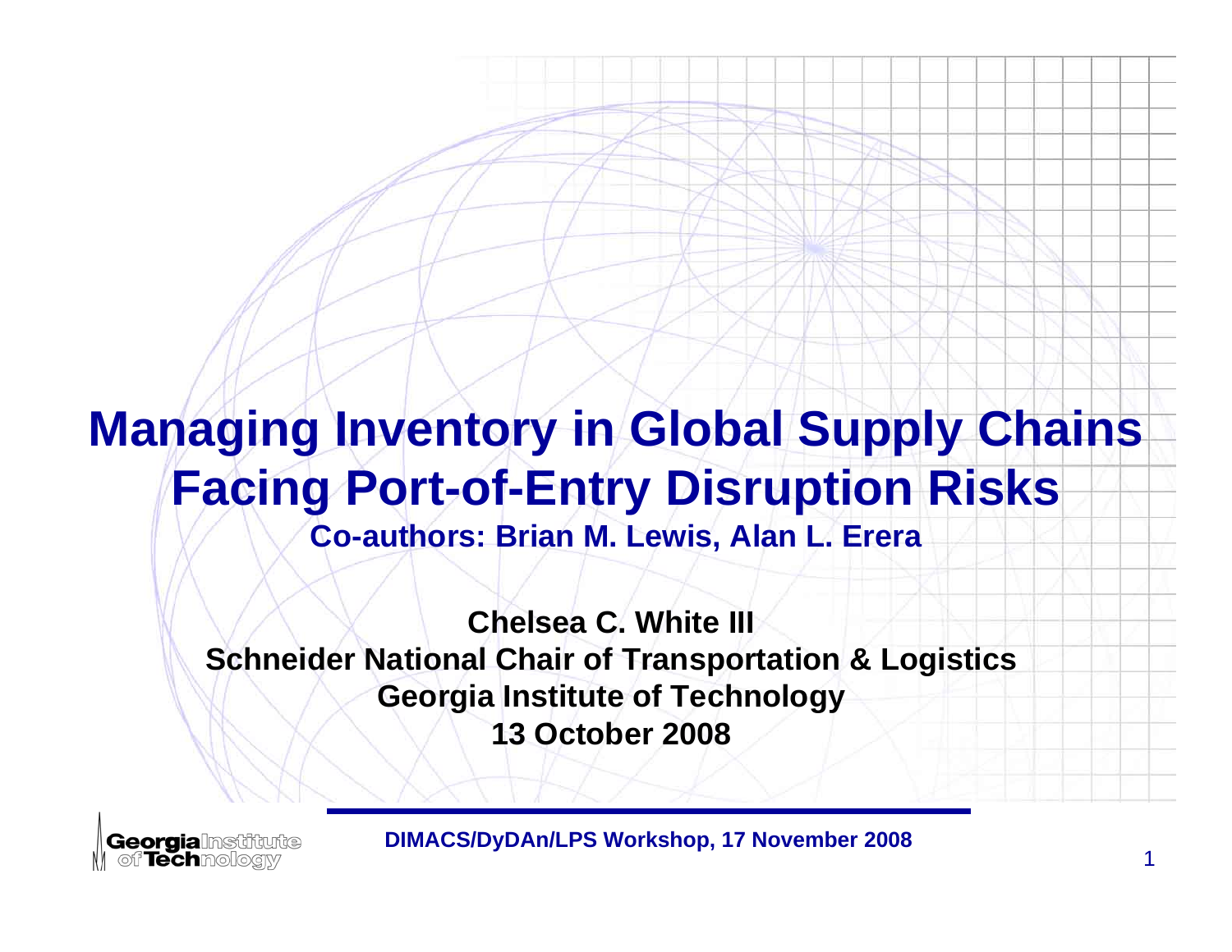# Managing Inventory in Global Supply Chains Facing Port-of-Entry Disruption Risks

**Co-authors: Brian M. Lewis, Alan L. Erera**

**Chelsea C. White III**
**Schneider National Chair of Transportation & Logistics**
**Georgia Institute of Technology**
**13 October 2008**

Georgia Institute of Technology

**DIMACS/DyDAn/LPS Workshop, 17 November 2008**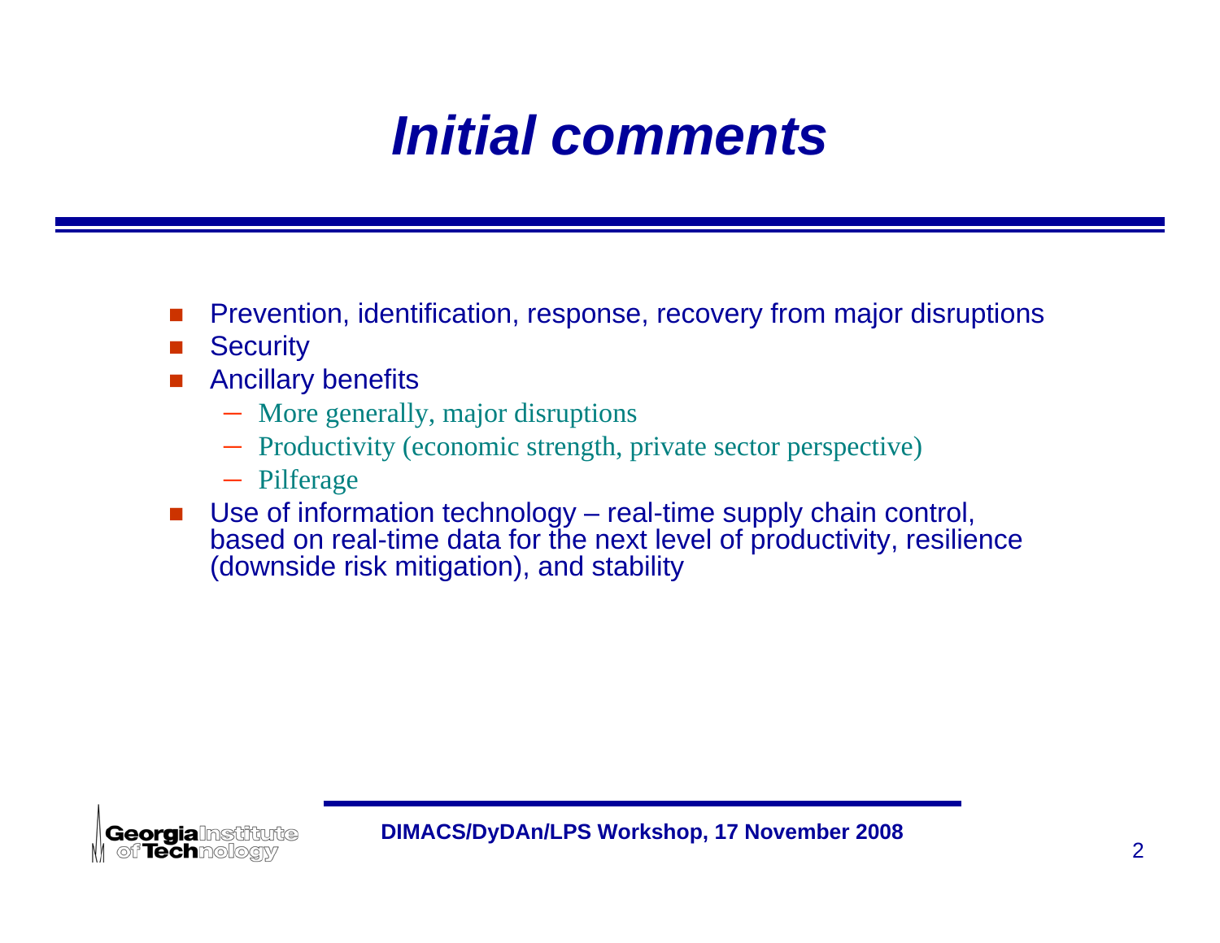# Initial comments

- Prevention, identification, response, recovery from major disruptions
- Security
- Ancillary benefits
  - More generally, major disruptions
  - Productivity (economic strength, private sector perspective)
  - Pilferage
- Use of information technology – real-time supply chain control, based on real-time data for the next level of productivity, resilience (downside risk mitigation), and stability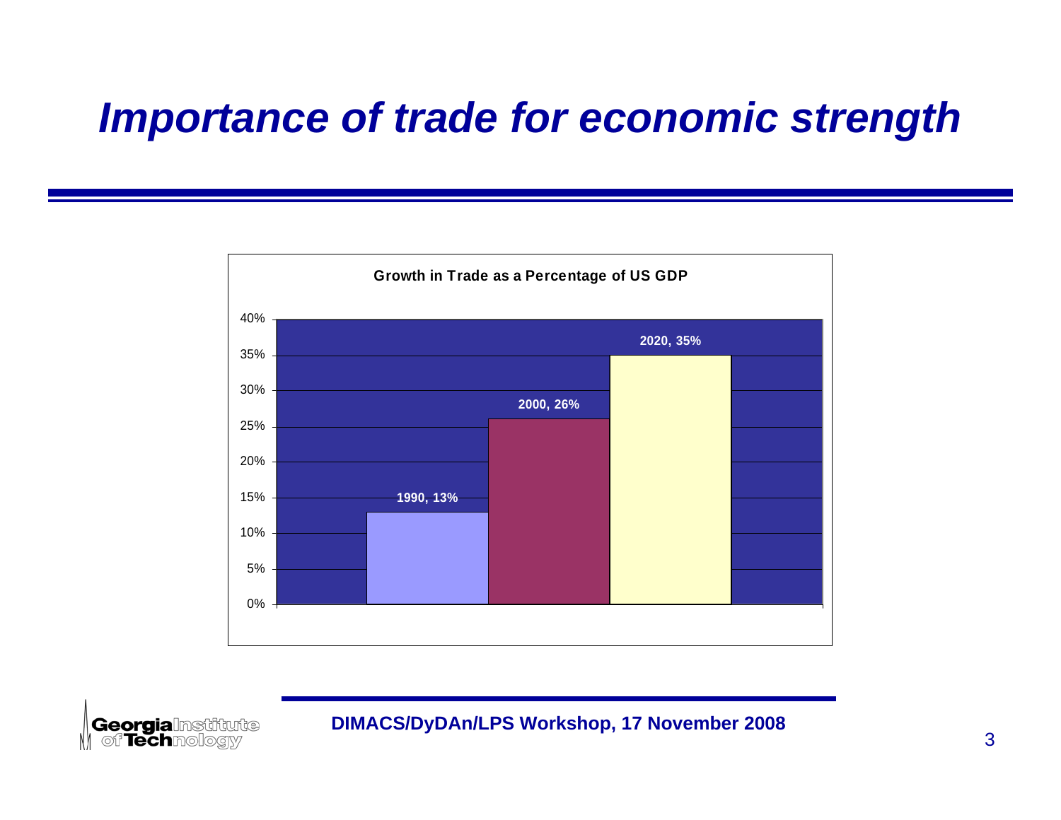# *Importance of trade for economic strength*

**Growth in Trade as a Percentage of US GDP**

| Year | Percentage |
|---|---|
| 1990 | 13% |
| 2000 | 26% |
| 2020 | 35% |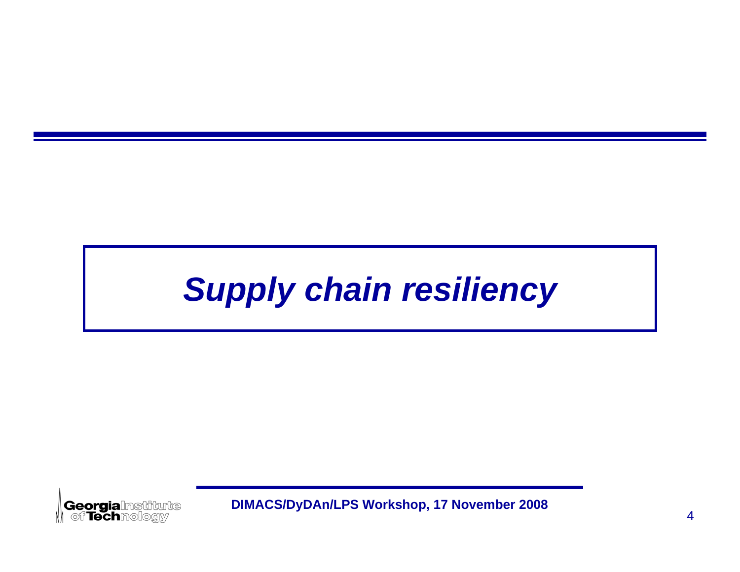# *Supply chain resiliency*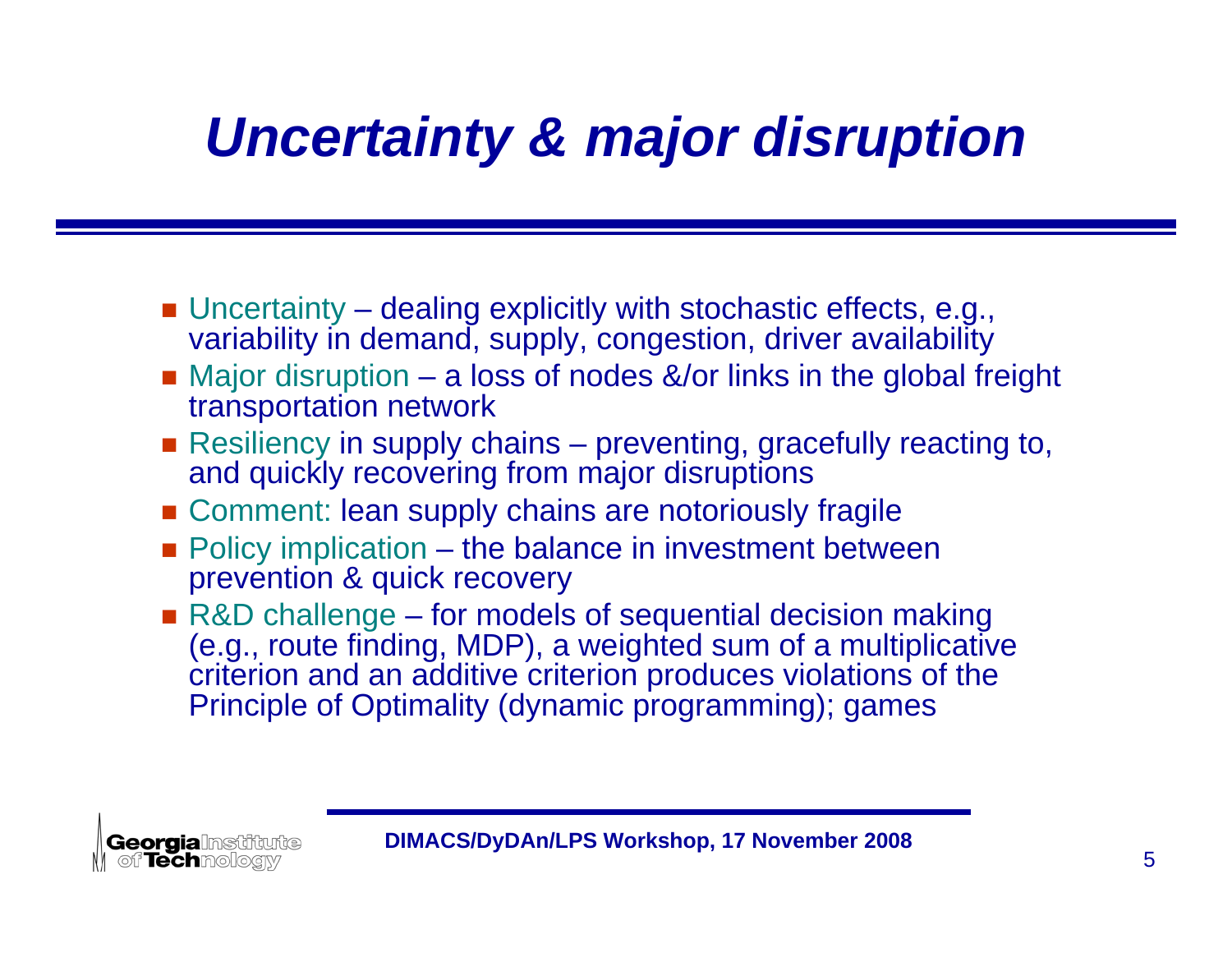# *Uncertainty & major disruption*

- Uncertainty – dealing explicitly with stochastic effects, e.g., variability in demand, supply, congestion, driver availability
- Major disruption – a loss of nodes &/or links in the global freight transportation network
- Resiliency in supply chains – preventing, gracefully reacting to, and quickly recovering from major disruptions
- Comment: lean supply chains are notoriously fragile
- Policy implication – the balance in investment between prevention & quick recovery
- R&D challenge – for models of sequential decision making (e.g., route finding, MDP), a weighted sum of a multiplicative criterion and an additive criterion produces violations of the Principle of Optimality (dynamic programming); games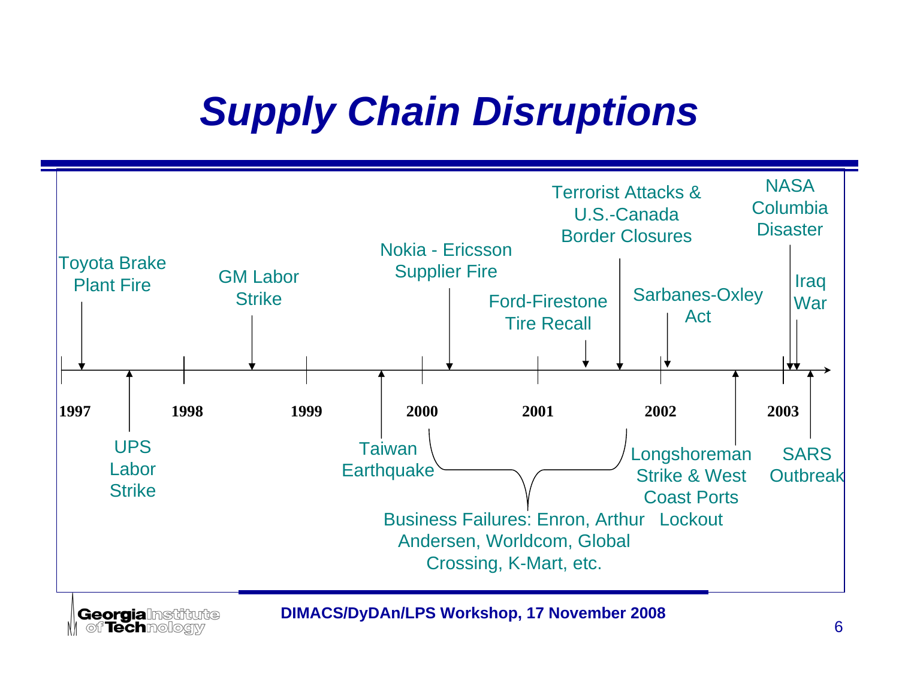# Supply Chain Disruptions

**1997**
- Toyota Brake Plant Fire
- UPS Labor Strike

**1998**
- GM Labor Strike

**1999**
- Taiwan Earthquake

**2000**
- Nokia - Ericsson Supplier Fire

**2001**
- Ford-Firestone Tire Recall
- Terrorist Attacks & U.S.-Canada Border Closures

**2000–2002**
- Business Failures: Enron, Arthur Andersen, Worldcom, Global Crossing, K-Mart, etc.

**2002**
- Sarbanes-Oxley Act
- Longshoreman Strike & West Coast Ports Lockout

**2003**
- NASA Columbia Disaster
- Iraq War
- SARS Outbreak

**DIMACS/DyDAn/LPS Workshop, 17 November 2008**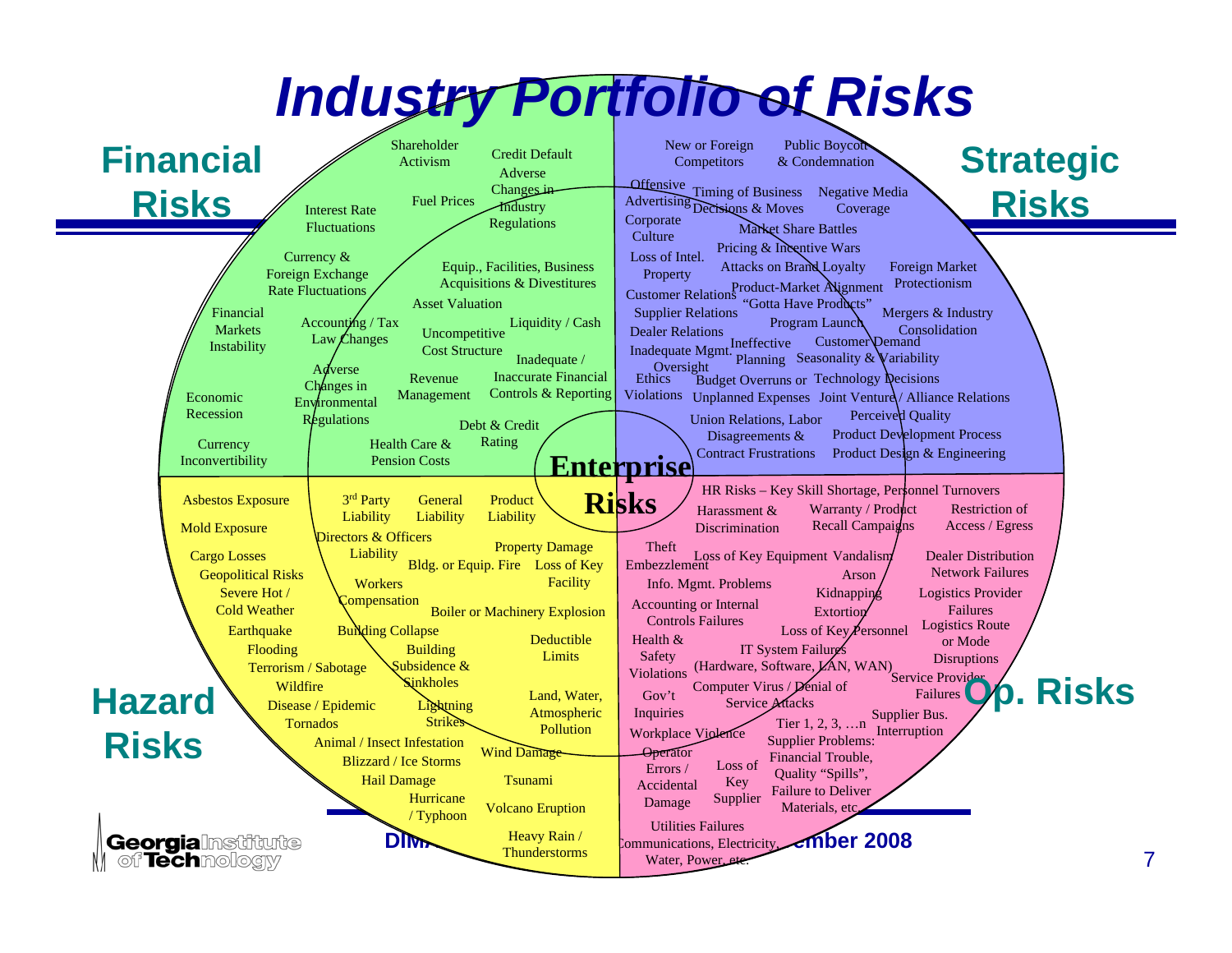# Industry Portfolio of Risks

## Financial Risks

- Shareholder Activism
- Credit Default
- Fuel Prices
- Adverse Changes in Industry Regulations
- Interest Rate Fluctuations
- Currency & Foreign Exchange Rate Fluctuations
- Equip., Facilities, Business Acquisitions & Divestitures
- Asset Valuation
- Financial Markets Instability
- Accounting / Tax Law Changes
- Uncompetitive Cost Structure
- Liquidity / Cash
- Inadequate / Inaccurate Financial Controls & Reporting
- Adverse Changes in Environmental Regulations
- Revenue Management
- Economic Recession
- Debt & Credit Rating
- Currency Inconvertibility
- Health Care & Pension Costs

## Strategic Risks

- New or Foreign Competitors
- Public Boycott & Condemnation
- Offensive Advertising
- Timing of Business Decisions & Moves
- Negative Media Coverage
- Corporate Culture
- Market Share Battles
- Pricing & Incentive Wars
- Loss of Intel. Property
- Attacks on Brand Loyalty
- Foreign Market Protectionism
- Customer Relations
- Product-Market Alignment
- "Gotta Have Products"
- Supplier Relations
- Mergers & Industry Consolidation
- Program Launch
- Dealer Relations
- Ineffective Planning
- Customer Demand
- Inadequate Mgmt. Oversight
- Seasonality & Variability
- Ethics Violations
- Budget Overruns or Unplanned Expenses
- Technology Decisions
- Joint Venture / Alliance Relations
- Perceived Quality
- Union Relations, Labor Disagreements & Contract Frustrations
- Product Development Process
- Product Design & Engineering

## Enterprise Risks

## Hazard Risks

- Asbestos Exposure
- 3rd Party Liability
- General Liability
- Product Liability
- Mold Exposure
- Directors & Officers Liability
- Property Damage
- Cargo Losses
- Bldg. or Equip. Fire
- Loss of Key Facility
- Geopolitical Risks
- Workers Compensation
- Severe Hot / Cold Weather
- Boiler or Machinery Explosion
- Earthquake
- Building Collapse
- Deductible Limits
- Flooding
- Building Subsidence & Sinkholes
- Terrorism / Sabotage
- Wildfire
- Land, Water, Atmospheric Pollution
- Disease / Epidemic
- Lightning Strikes
- Tornados
- Animal / Insect Infestation
- Wind Damage
- Blizzard / Ice Storms
- Hail Damage
- Tsunami
- Hurricane / Typhoon
- Volcano Eruption
- Heavy Rain / Thunderstorms

## Op. Risks

- HR Risks – Key Skill Shortage, Personnel Turnovers
- Harassment & Discrimination
- Warranty / Product Recall Campaigns
- Restriction of Access / Egress
- Theft Embezzlement
- Loss of Key Equipment
- Vandalism
- Arson
- Dealer Distribution Network Failures
- Info. Mgmt. Problems
- Kidnapping
- Logistics Provider Failures
- Accounting or Internal Controls Failures
- Extortion
- Logistics Route or Mode Disruptions
- Loss of Key Personnel
- Health & Safety Violations
- IT System Failures (Hardware, Software, LAN, WAN)
- Service Provider Failures
- Gov't Inquiries
- Computer Virus / Denial of Service Attacks
- Supplier Bus. Interruption
- Workplace Violence
- Tier 1, 2, 3, …n Supplier Problems: Financial Trouble, Quality "Spills", Failure to Deliver Materials, etc.
- Operator Errors / Accidental Damage
- Loss of Key Supplier
- Utilities Failures Communications, Electricity, Water, Power, etc.

DIM… …ember 2008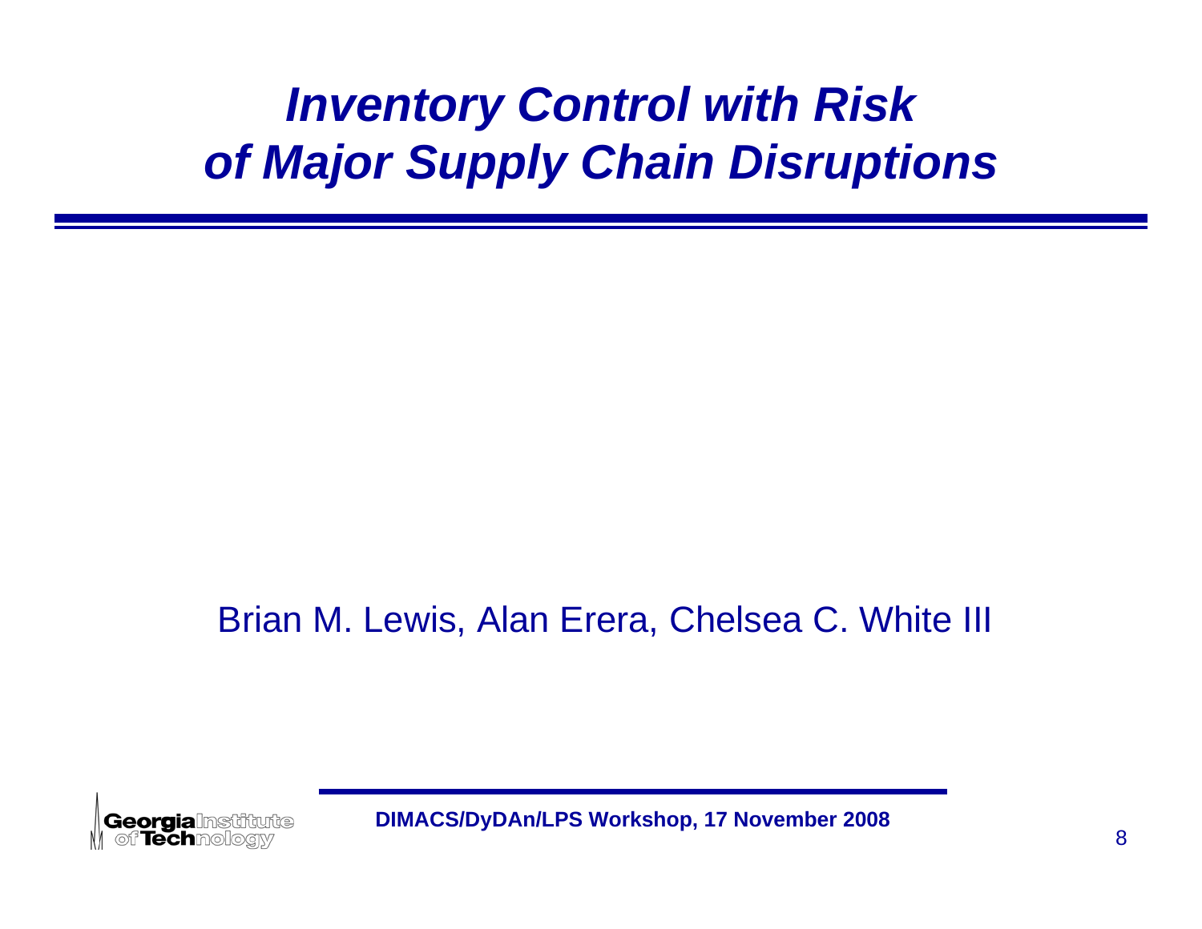# *Inventory Control with Risk of Major Supply Chain Disruptions*

Brian M. Lewis, Alan Erera, Chelsea C. White III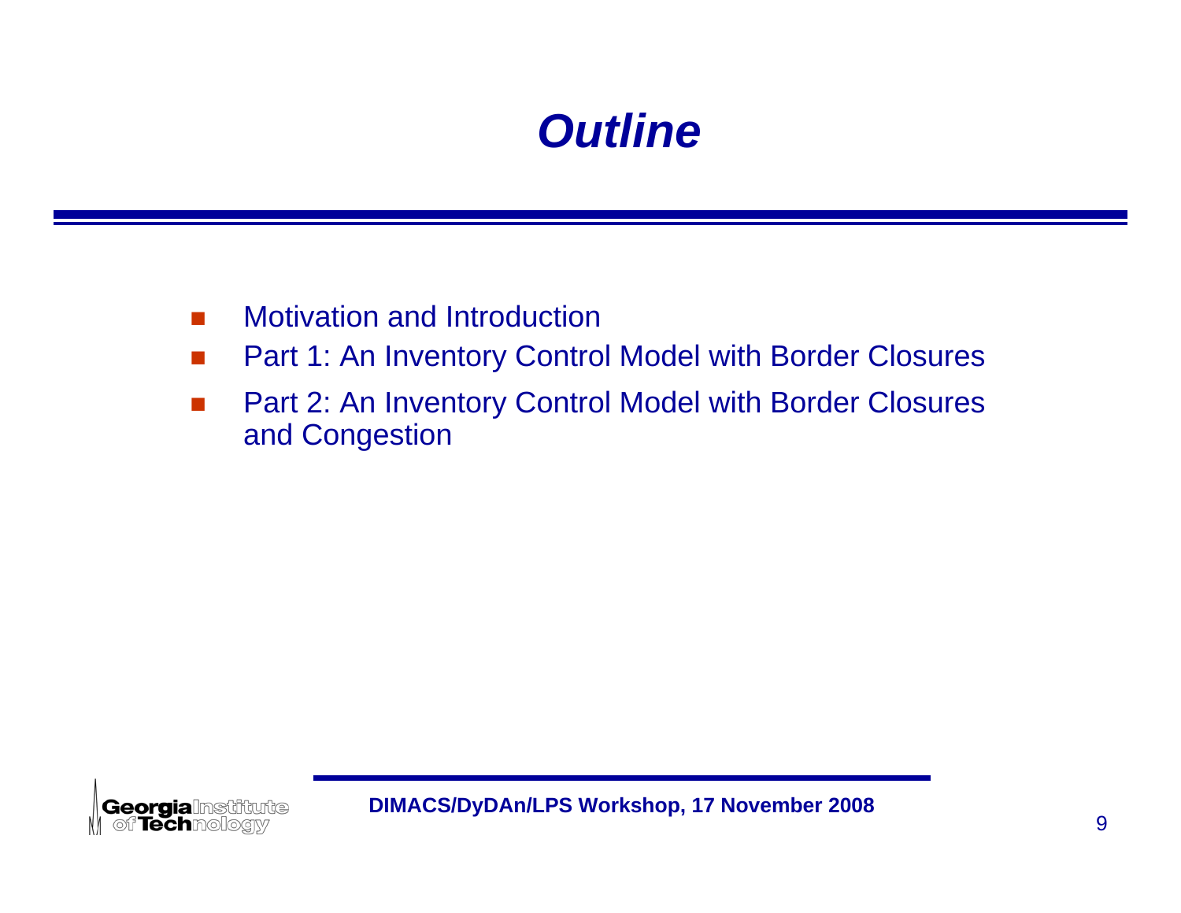# *Outline*

- Motivation and Introduction
- Part 1: An Inventory Control Model with Border Closures
- Part 2: An Inventory Control Model with Border Closures and Congestion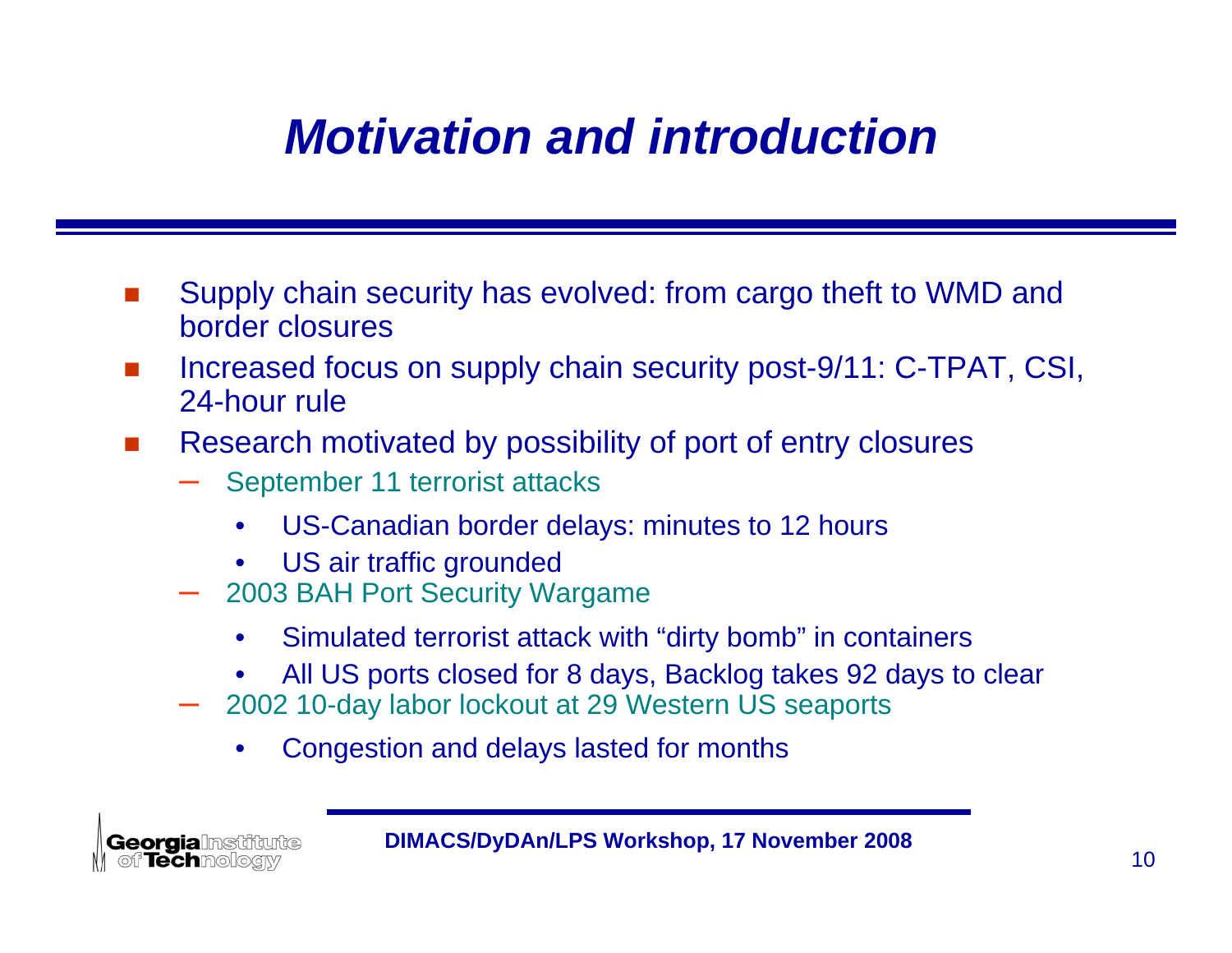# Motivation and introduction

- Supply chain security has evolved: from cargo theft to WMD and border closures
- Increased focus on supply chain security post-9/11: C-TPAT, CSI, 24-hour rule
- Research motivated by possibility of port of entry closures
  - September 11 terrorist attacks
    - US-Canadian border delays: minutes to 12 hours
    - US air traffic grounded
  - 2003 BAH Port Security Wargame
    - Simulated terrorist attack with "dirty bomb" in containers
    - All US ports closed for 8 days, Backlog takes 92 days to clear
  - 2002 10-day labor lockout at 29 Western US seaports
    - Congestion and delays lasted for months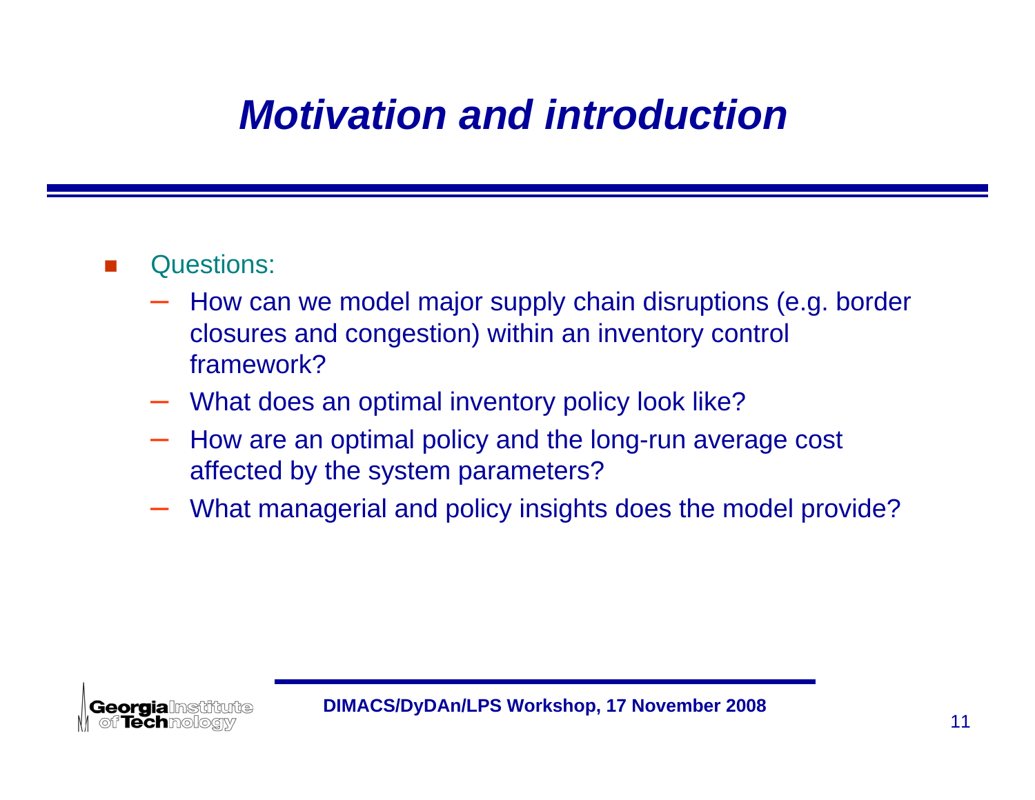# *Motivation and introduction*

- Questions:
  - How can we model major supply chain disruptions (e.g. border closures and congestion) within an inventory control framework?
  - What does an optimal inventory policy look like?
  - How are an optimal policy and the long-run average cost affected by the system parameters?
  - What managerial and policy insights does the model provide?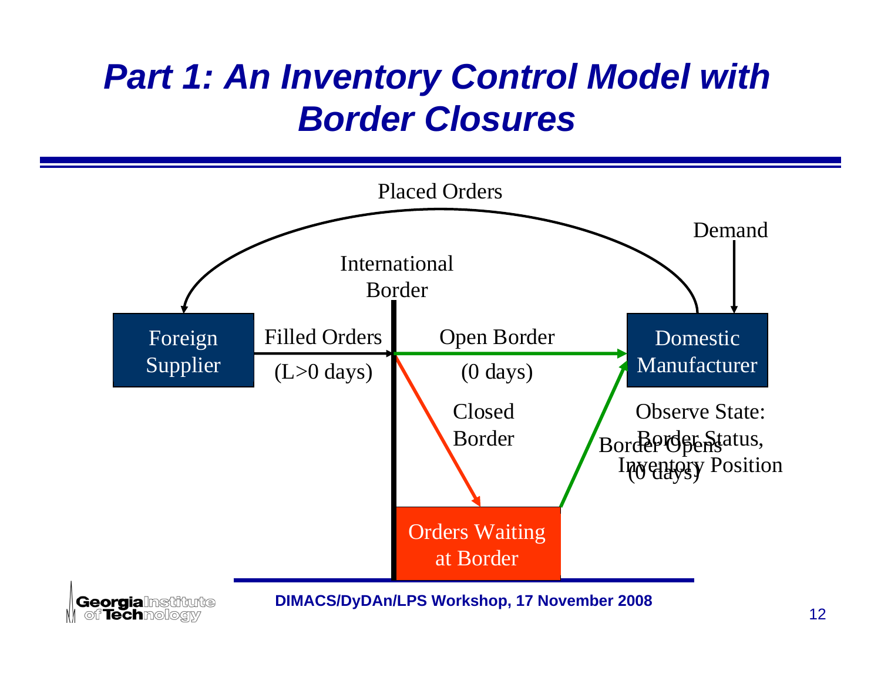# Part 1: An Inventory Control Model with Border Closures

Placed Orders

Demand

International Border

Foreign Supplier

Filled Orders (L>0 days)

Open Border (0 days)

Domestic Manufacturer

Closed Border

Observe State: Border Status, Inventory Position

Border Opens (0 days)

Orders Waiting at Border

DIMACS/DyDAn/LPS Workshop, 17 November 2008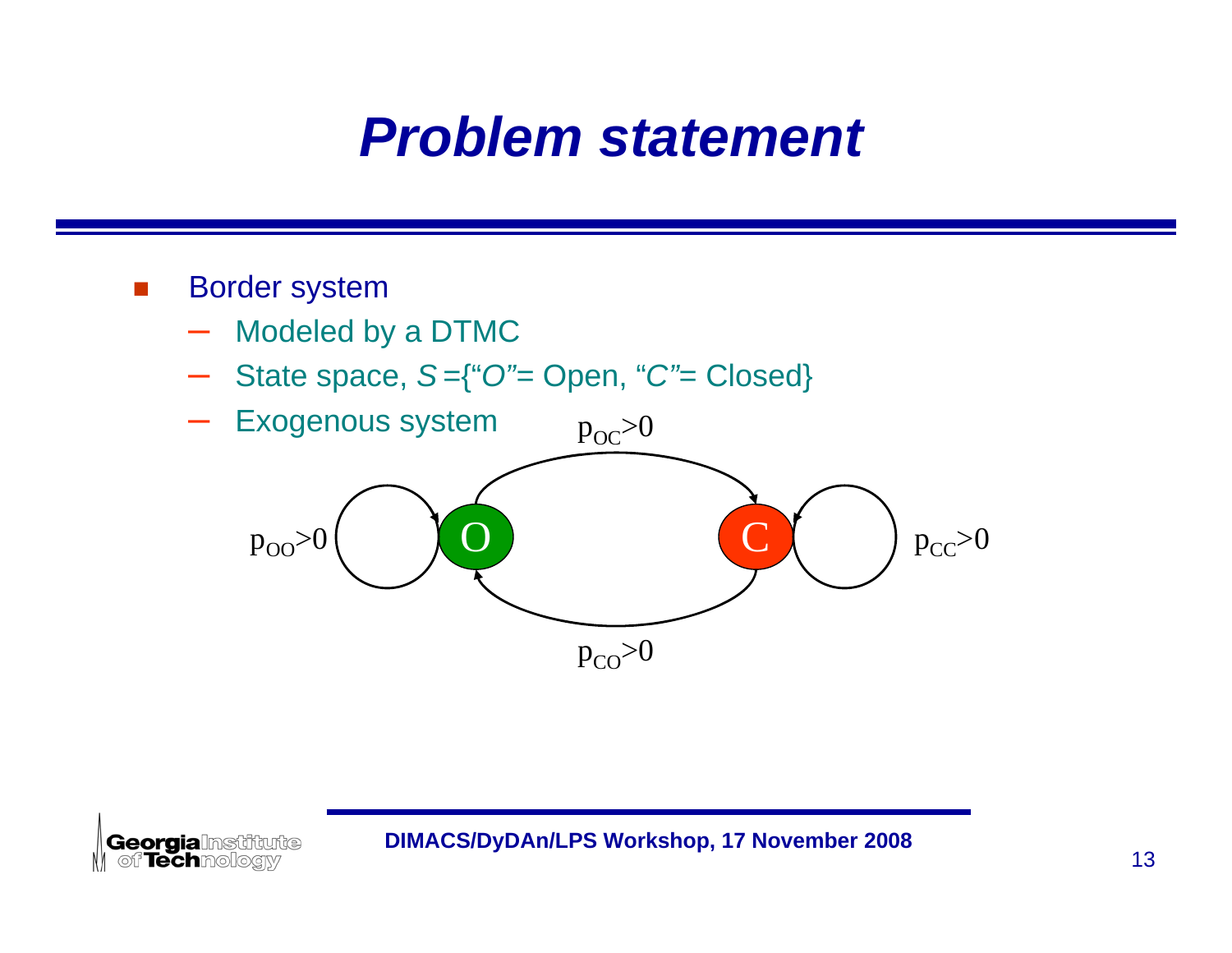# Problem statement

- Border system
  - Modeled by a DTMC
  - State space, *S* ={"*O*"= Open, "*C*"= Closed}
  - Exogenous system

$p_{OC}>0$

$p_{OO}>0$ O C $p_{CC}>0$

$p_{CO}>0$

DIMACS/DyDAn/LPS Workshop, 17 November 2008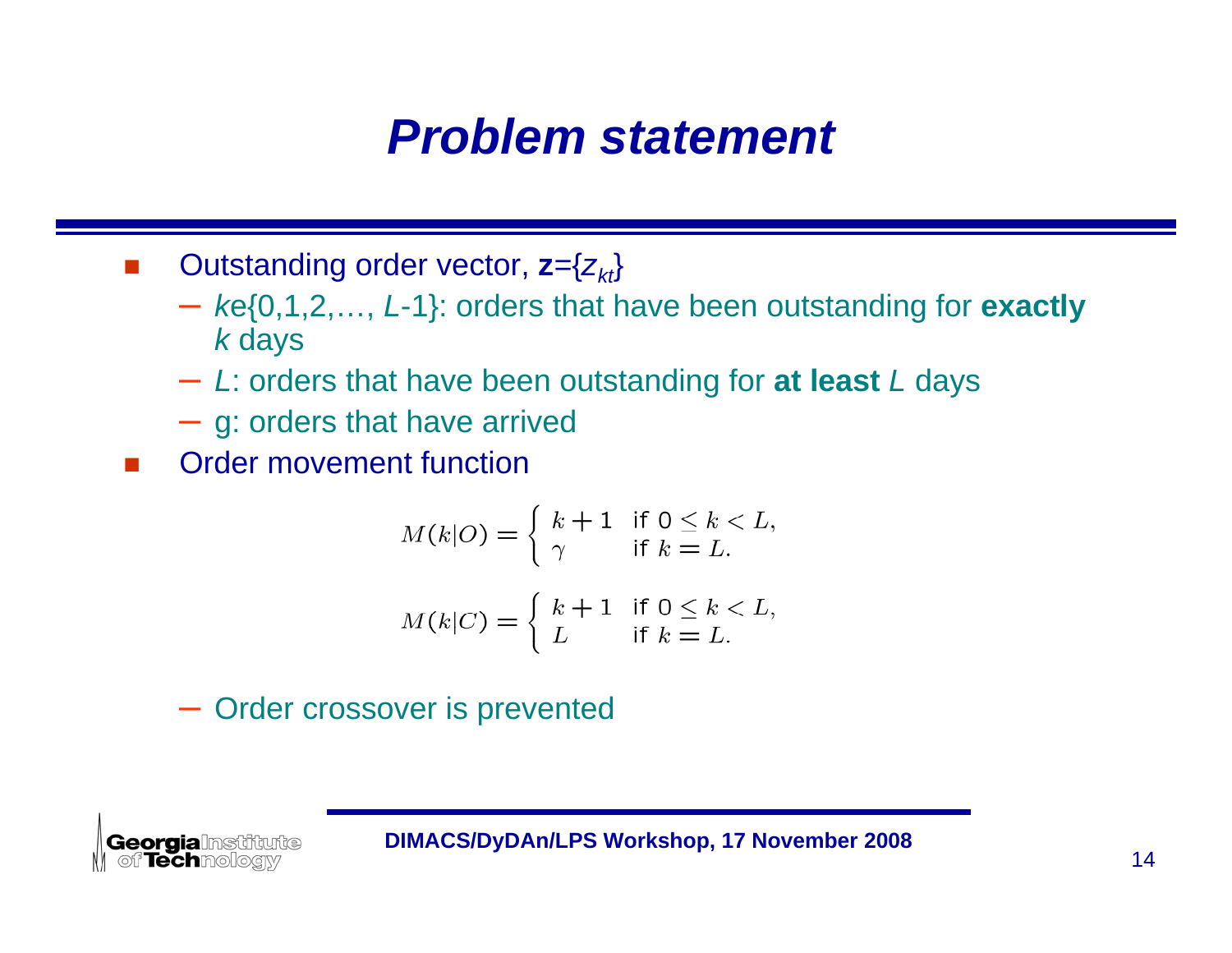# Problem statement

- Outstanding order vector, $\mathbf{z}=\{z_{kt}\}$
  - $k \in \{0,1,2,\ldots, L-1\}$: orders that have been outstanding for **exactly** $k$ days
  - $L$: orders that have been outstanding for **at least** $L$ days
  - g: orders that have arrived
- Order movement function

$$M(k|O) = \begin{cases} k+1 & \text{if } 0 \leq k < L, \\ \gamma & \text{if } k = L. \end{cases}$$

$$M(k|C) = \begin{cases} k+1 & \text{if } 0 \leq k < L, \\ L & \text{if } k = L. \end{cases}$$

  - Order crossover is prevented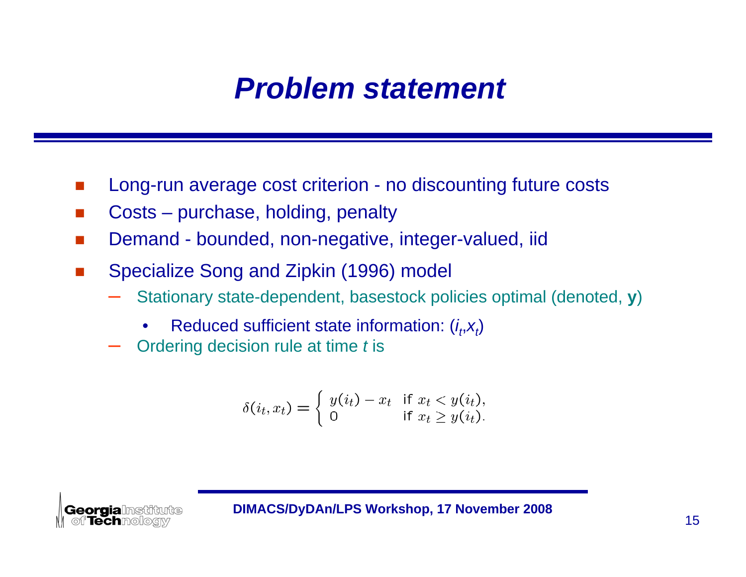# Problem statement

- Long-run average cost criterion - no discounting future costs
- Costs – purchase, holding, penalty
- Demand - bounded, non-negative, integer-valued, iid
- Specialize Song and Zipkin (1996) model
  - Stationary state-dependent, basestock policies optimal (denoted, **y**)
    - Reduced sufficient state information: $(i_t, x_t)$
  - Ordering decision rule at time $t$ is

$$\delta(i_t, x_t) = \begin{cases} y(i_t) - x_t & \text{if } x_t < y(i_t), \\ 0 & \text{if } x_t \geq y(i_t). \end{cases}$$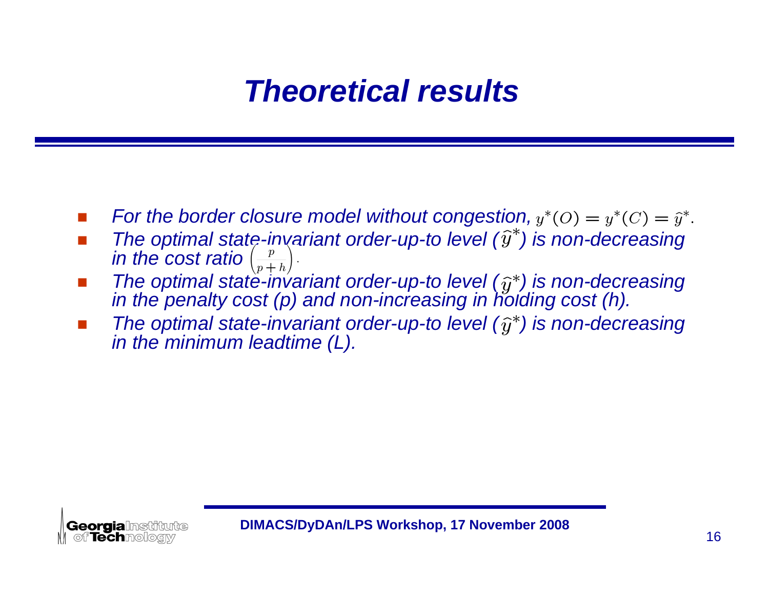# Theoretical results

- *For the border closure model without congestion,* $y^*(O) = y^*(C) = \widehat{y}^*.$
- *The optimal state-invariant order-up-to level (*$\widehat{y}^*$*) is non-decreasing in the cost ratio* $\left(\frac{p}{p+h}\right).$
- *The optimal state-invariant order-up-to level (*$\widehat{y}^*$*) is non-decreasing in the penalty cost (p) and non-increasing in holding cost (h).*
- *The optimal state-invariant order-up-to level (*$\widehat{y}^*$*) is non-decreasing in the minimum leadtime (L).*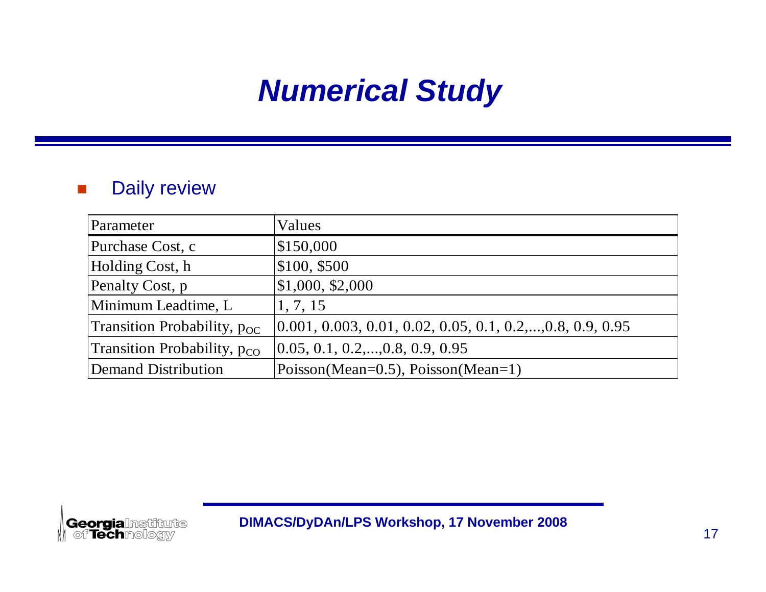# Numerical Study

- Daily review

| Parameter | Values |
|---|---|
| Purchase Cost, c | $150,000 |
| Holding Cost, h | $100, $500 |
| Penalty Cost, p | $1,000, $2,000 |
| Minimum Leadtime, L | 1, 7, 15 |
| Transition Probability, $p_{OC}$ | 0.001, 0.003, 0.01, 0.02, 0.05, 0.1, 0.2,...,0.8, 0.9, 0.95 |
| Transition Probability, $p_{CO}$ | 0.05, 0.1, 0.2,...,0.8, 0.9, 0.95 |
| Demand Distribution | Poisson(Mean=0.5), Poisson(Mean=1) |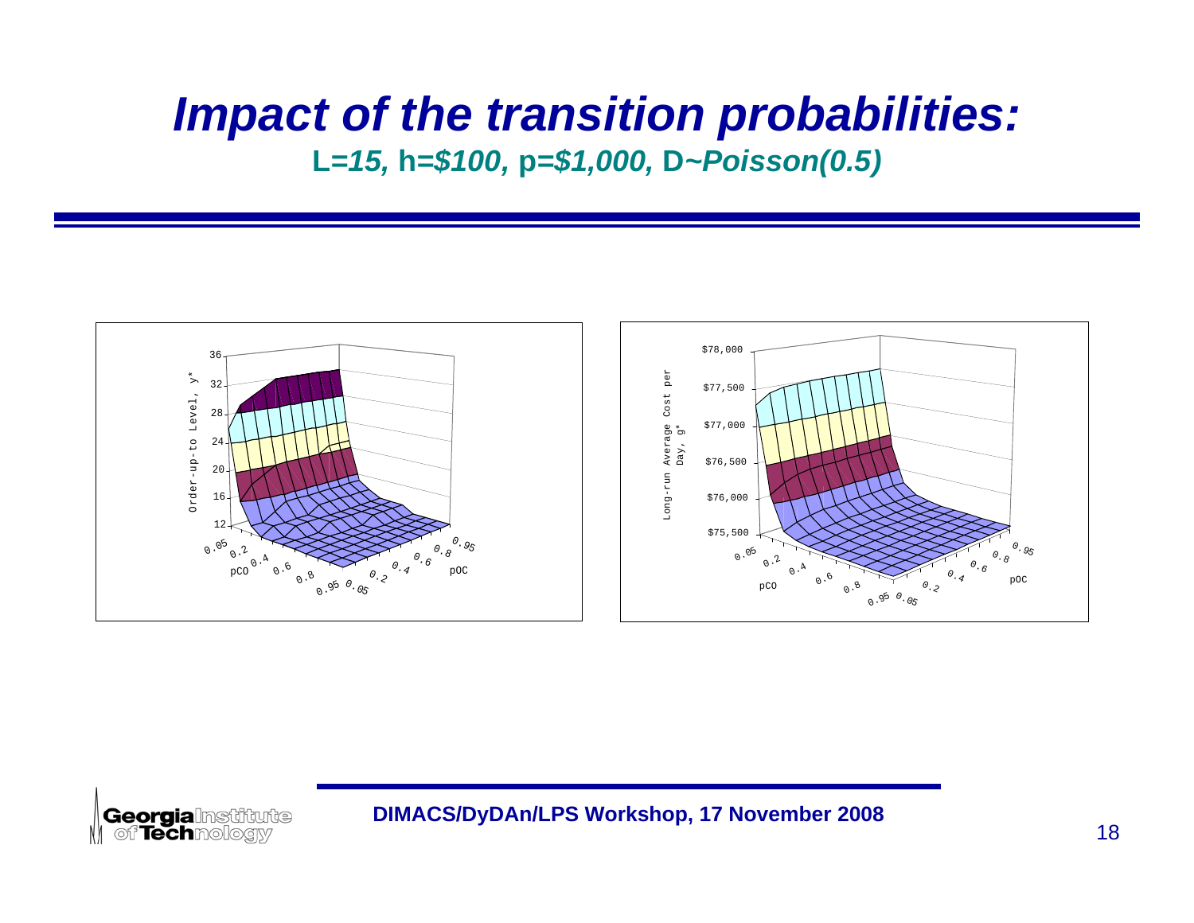# *Impact of the transition probabilities:*

**L=*15*, h=*$100*, p=*$1,000*, D~*Poisson(0.5)***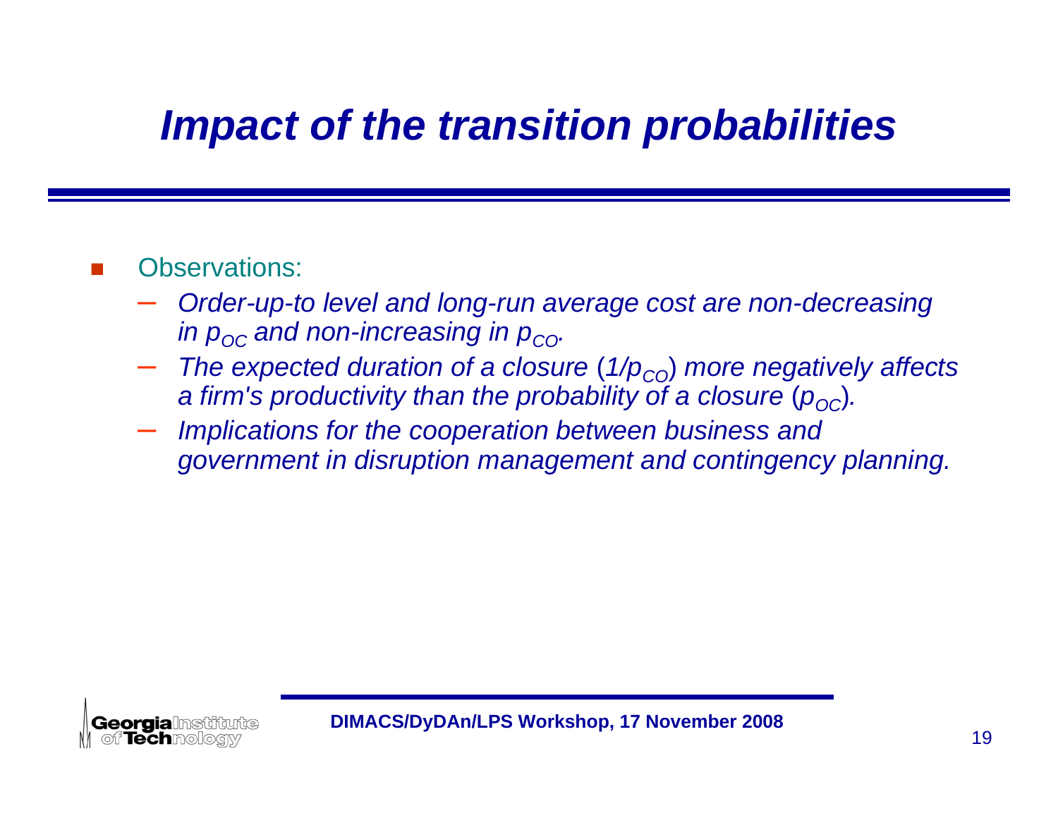# *Impact of the transition probabilities*

- Observations:
  - *Order-up-to level and long-run average cost are non-decreasing in $p_{OC}$ and non-increasing in $p_{CO}$.*
  - *The expected duration of a closure ($1/p_{CO}$) more negatively affects a firm's productivity than the probability of a closure ($p_{OC}$).*
  - *Implications for the cooperation between business and government in disruption management and contingency planning.*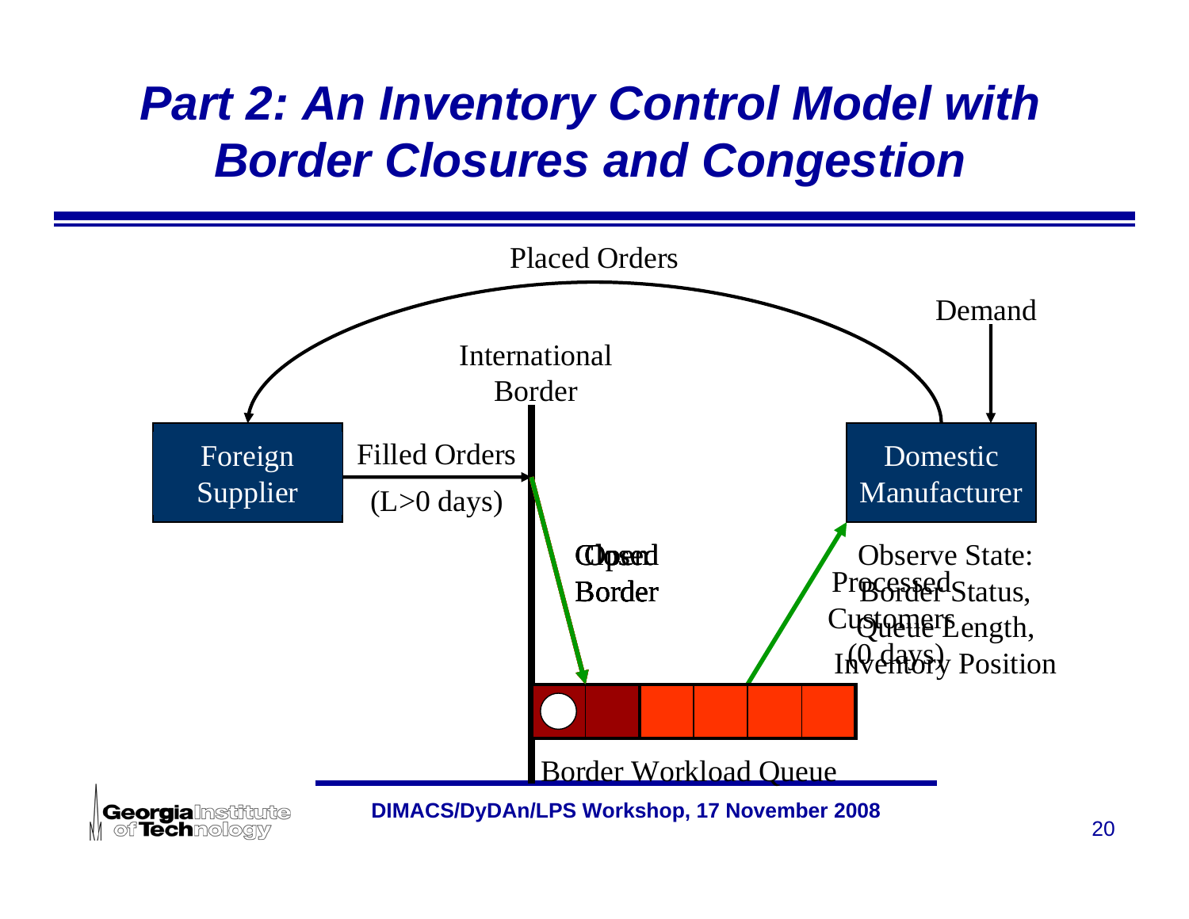# Part 2: An Inventory Control Model with Border Closures and Congestion

Placed Orders

Demand

International Border

Foreign Supplier

Filled Orders (L>0 days)

Domestic Manufacturer

Closed Border / Open Border

Processed Customers (0 days)

Observe State: Border Status, Queue Length, Inventory Position

Border Workload Queue

DIMACS/DyDAn/LPS Workshop, 17 November 2008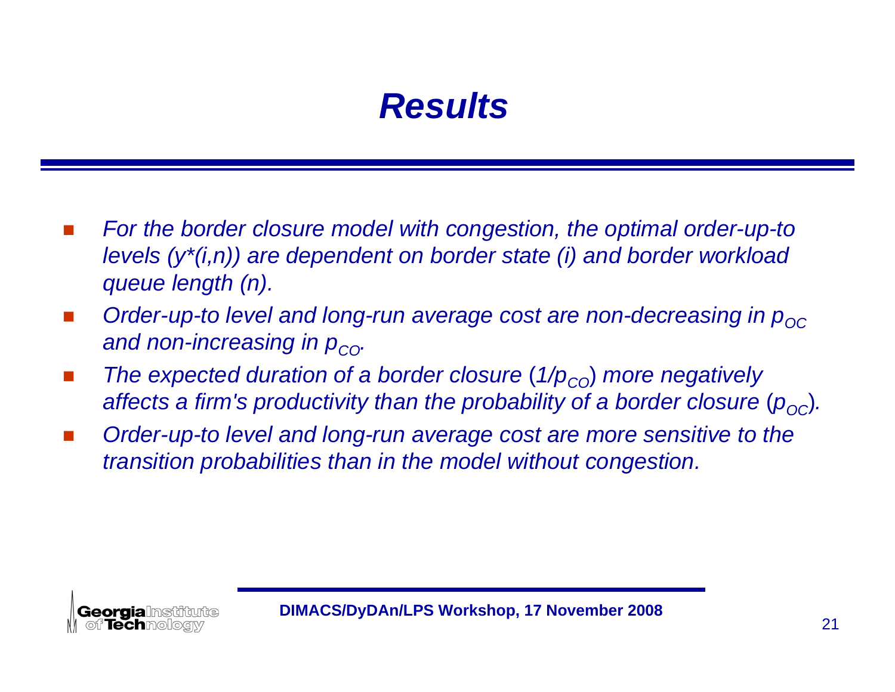# *Results*

- *For the border closure model with congestion, the optimal order-up-to levels ($y^*(i,n)$) are dependent on border state ($i$) and border workload queue length ($n$).*
- *Order-up-to level and long-run average cost are non-decreasing in $p_{OC}$ and non-increasing in $p_{CO}$.*
- *The expected duration of a border closure ($1/p_{CO}$) more negatively affects a firm's productivity than the probability of a border closure ($p_{OC}$).*
- *Order-up-to level and long-run average cost are more sensitive to the transition probabilities than in the model without congestion.*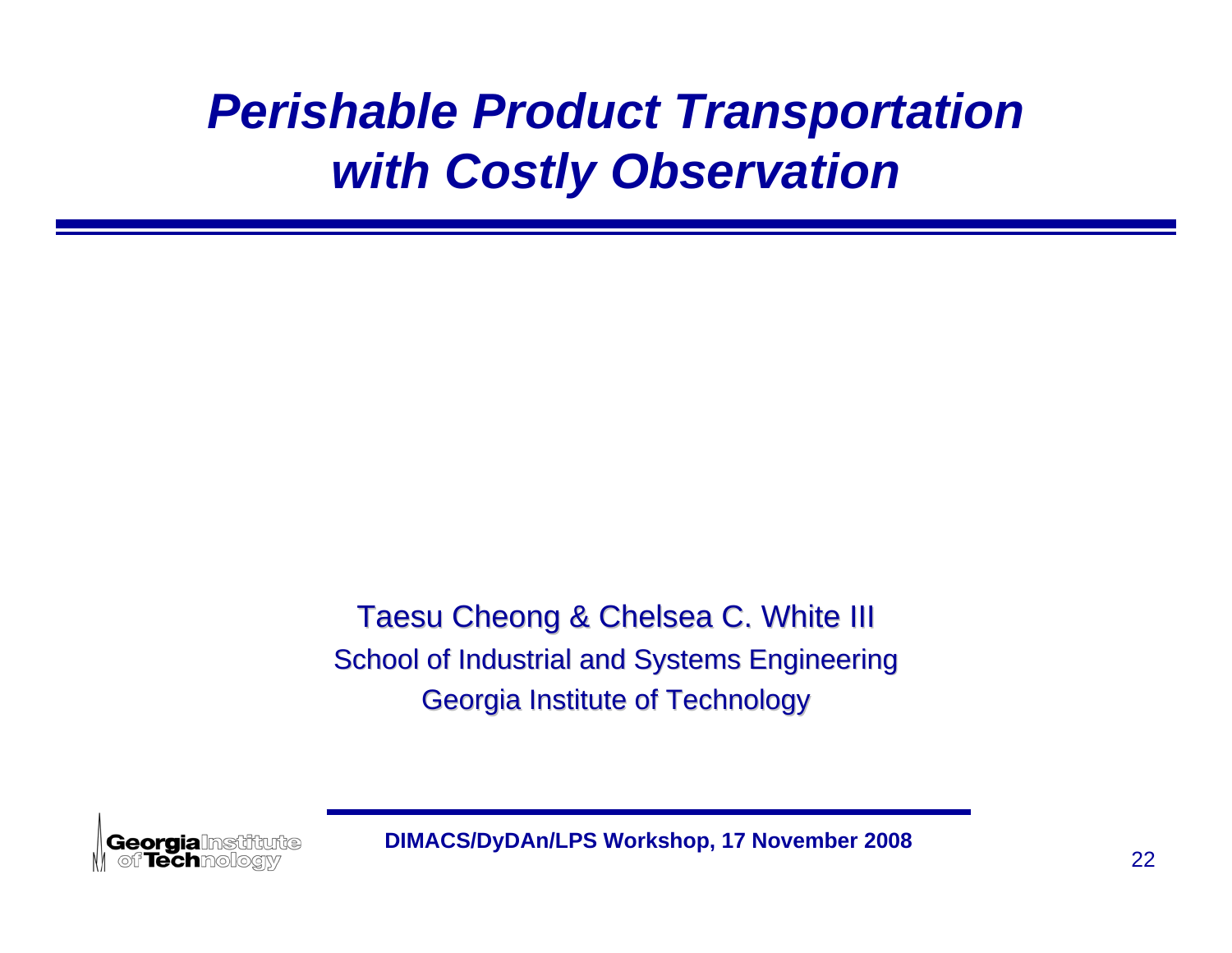# *Perishable Product Transportation with Costly Observation*

Taesu Cheong & Chelsea C. White III

School of Industrial and Systems Engineering

Georgia Institute of Technology

**DIMACS/DyDAn/LPS Workshop, 17 November 2008**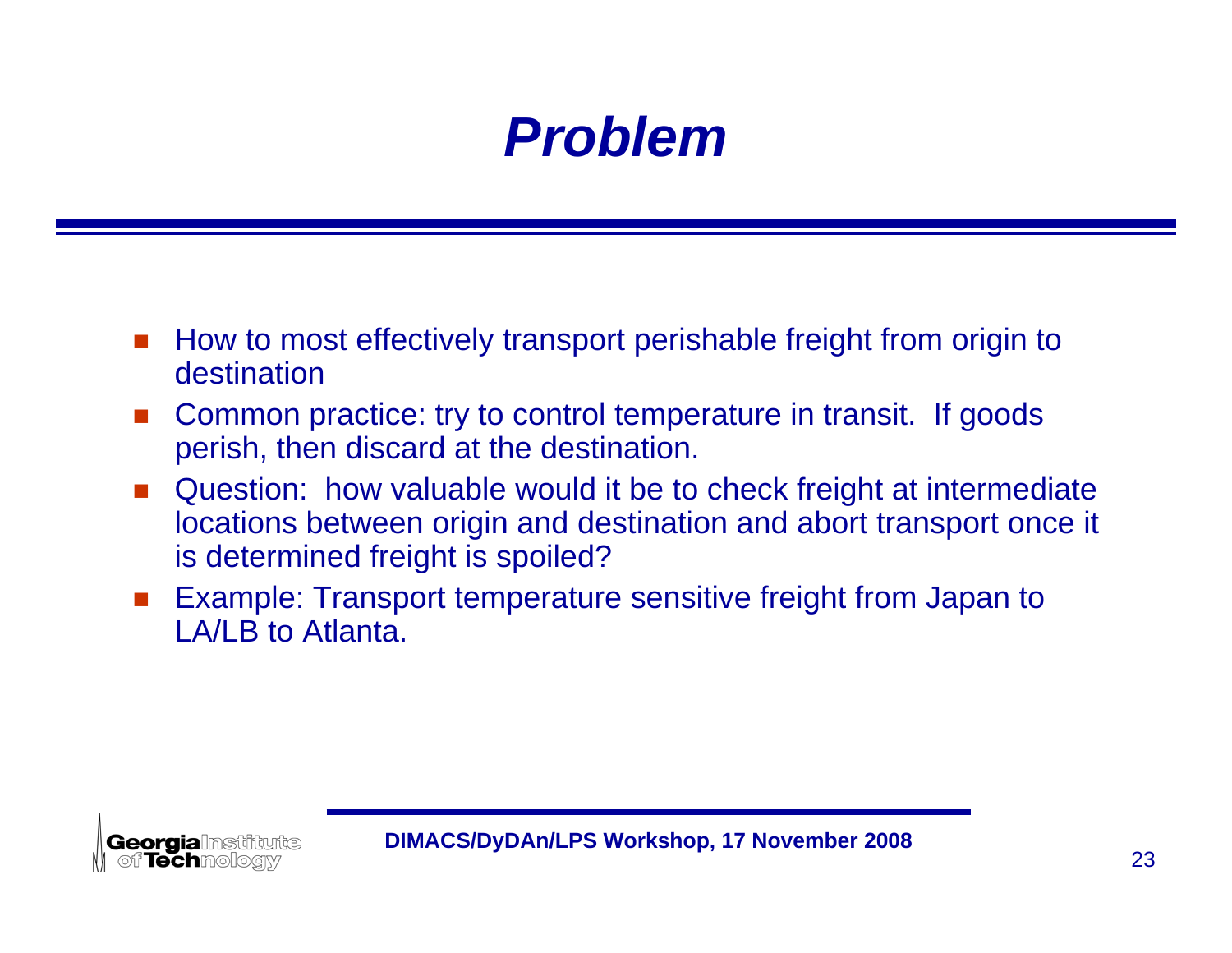# Problem

- How to most effectively transport perishable freight from origin to destination
- Common practice: try to control temperature in transit. If goods perish, then discard at the destination.
- Question: how valuable would it be to check freight at intermediate locations between origin and destination and abort transport once it is determined freight is spoiled?
- Example: Transport temperature sensitive freight from Japan to LA/LB to Atlanta.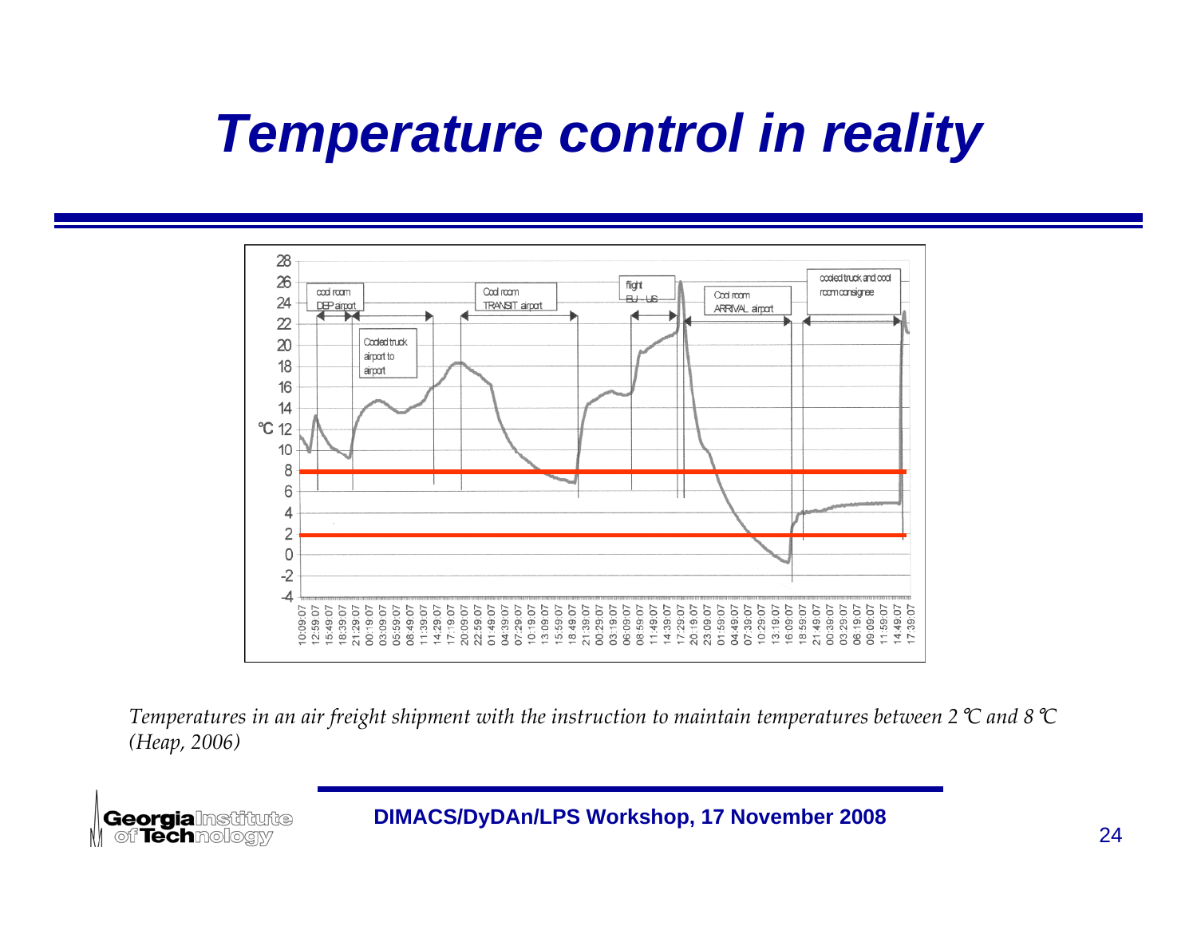# Temperature control in reality

*Temperatures in an air freight shipment with the instruction to maintain temperatures between 2℃ and 8℃ (Heap, 2006)*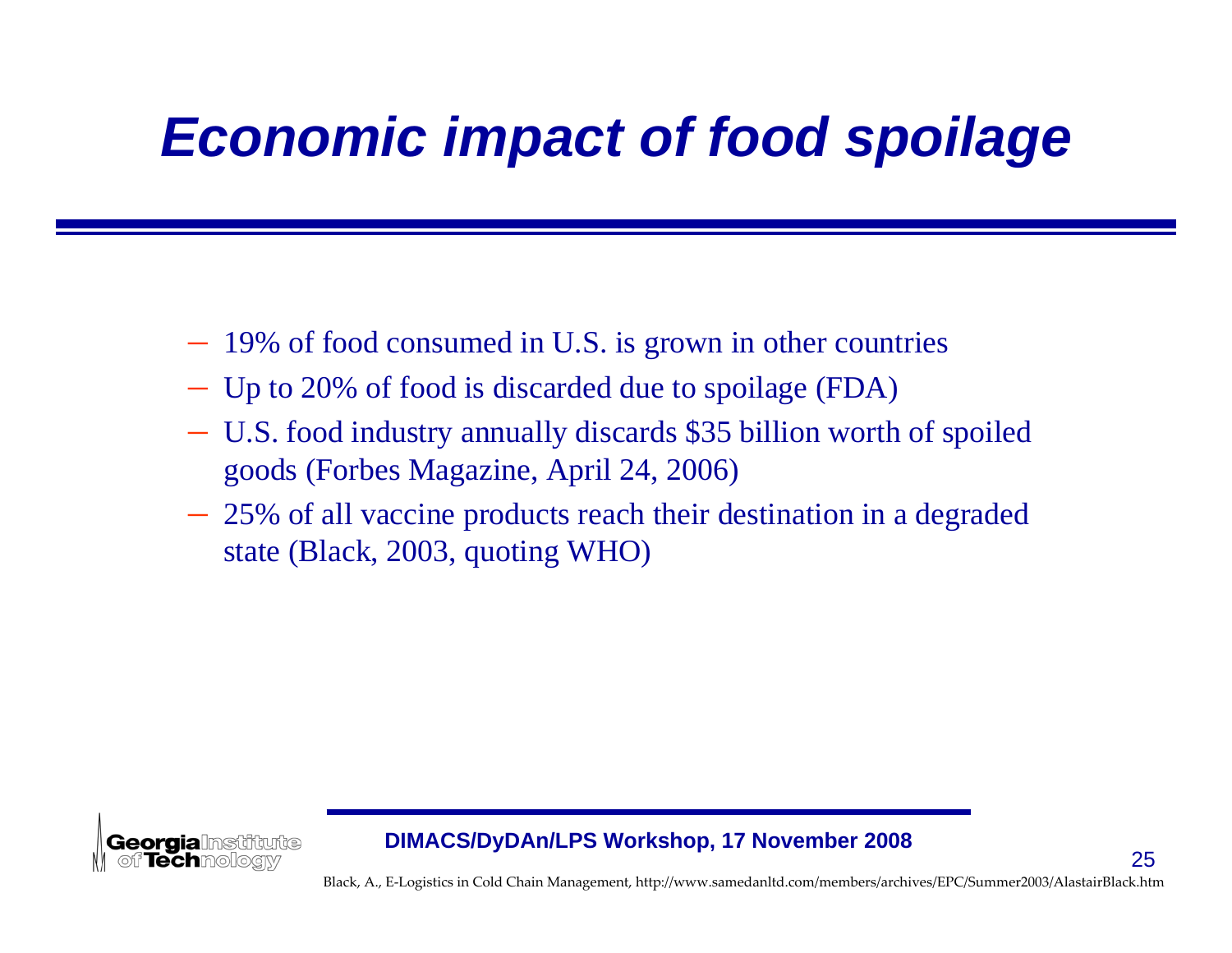# Economic impact of food spoilage

- 19% of food consumed in U.S. is grown in other countries
- Up to 20% of food is discarded due to spoilage (FDA)
- U.S. food industry annually discards $35 billion worth of spoiled goods (Forbes Magazine, April 24, 2006)
- 25% of all vaccine products reach their destination in a degraded state (Black, 2003, quoting WHO)

Black, A., E-Logistics in Cold Chain Management, http://www.samedanltd.com/members/archives/EPC/Summer2003/AlastairBlack.htm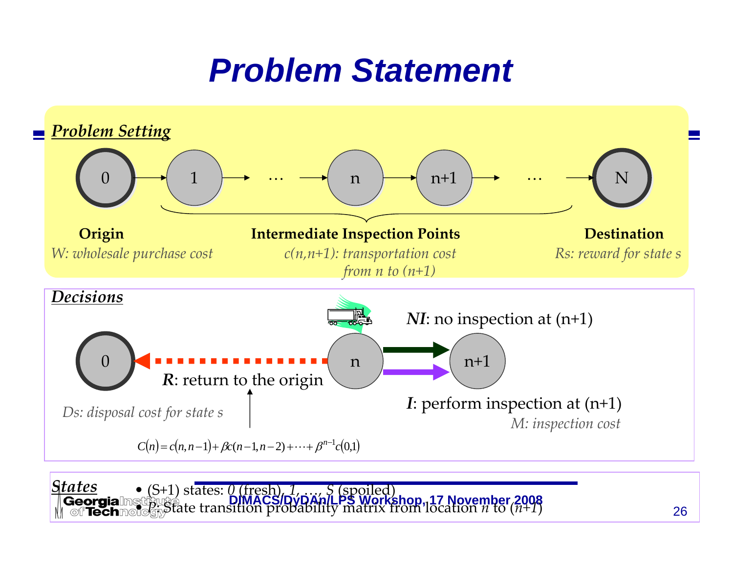# Problem Statement

## *Problem Setting*

0 → 1 → … → n → n+1 → … → N

**Origin**
*W: wholesale purchase cost*

**Intermediate Inspection Points**
*c(n,n+1): transportation cost from n to (n+1)*

**Destination**
*Rs: reward for state s*

## *Decisions*

***NI***: no inspection at (n+1)

***I***: perform inspection at (n+1)
*M: inspection cost*

***R***: return to the origin
*Ds: disposal cost for state s*

$$C(n) = c(n, n-1) + \beta c(n-1, n-2) + \cdots + \beta^{n-1} c(0,1)$$

## *States*

- (S+1) states: *0* (fresh), *1*, …, *S* (spoiled)
- *P*: State transition probability matrix from location *n* to (*n+1*)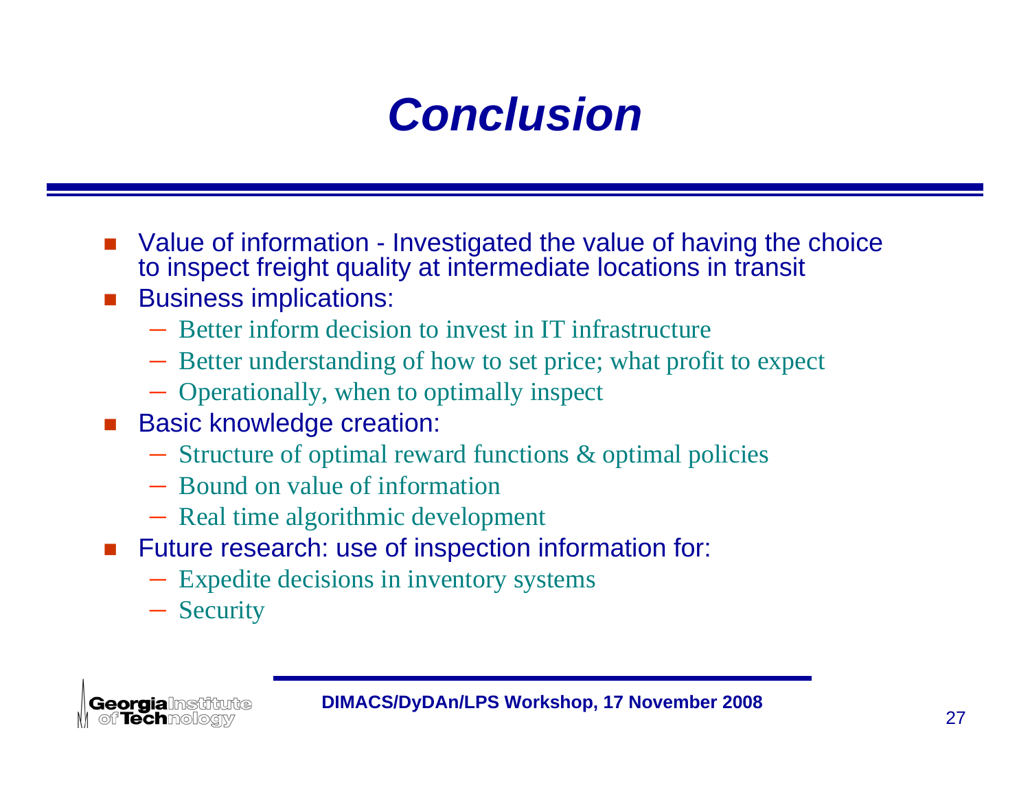# Conclusion

- Value of information - Investigated the value of having the choice to inspect freight quality at intermediate locations in transit
- Business implications:
  - Better inform decision to invest in IT infrastructure
  - Better understanding of how to set price; what profit to expect
  - Operationally, when to optimally inspect
- Basic knowledge creation:
  - Structure of optimal reward functions & optimal policies
  - Bound on value of information
  - Real time algorithmic development
- Future research: use of inspection information for:
  - Expedite decisions in inventory systems
  - Security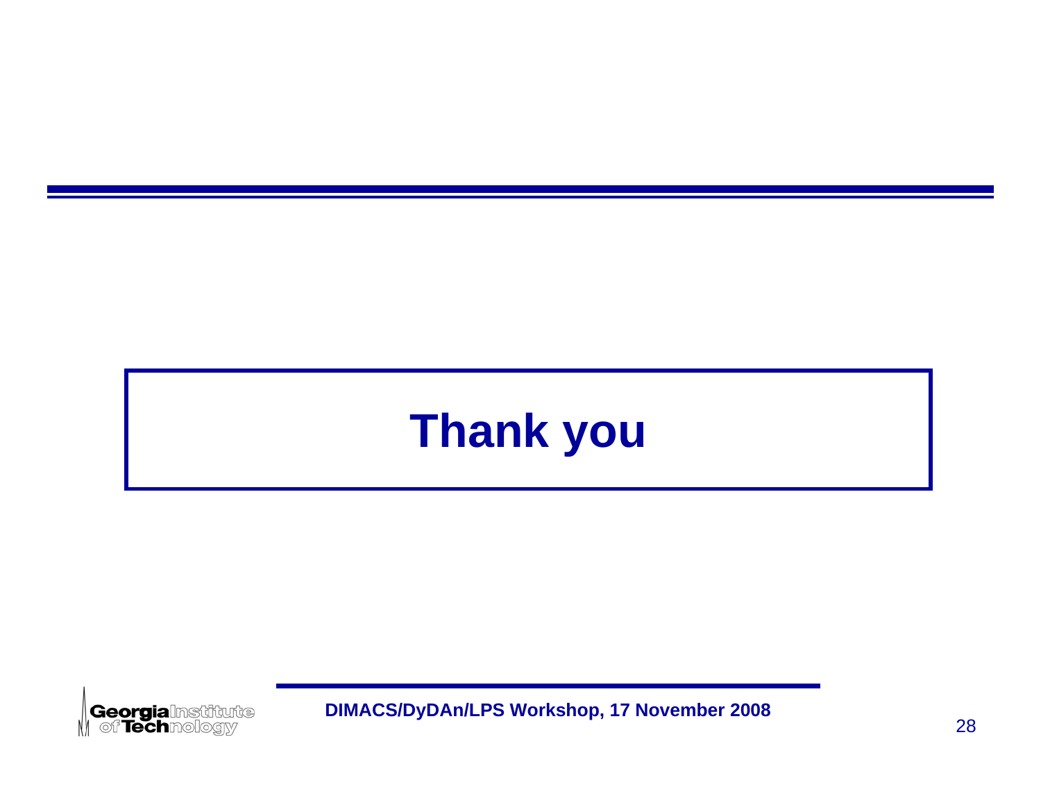# Thank you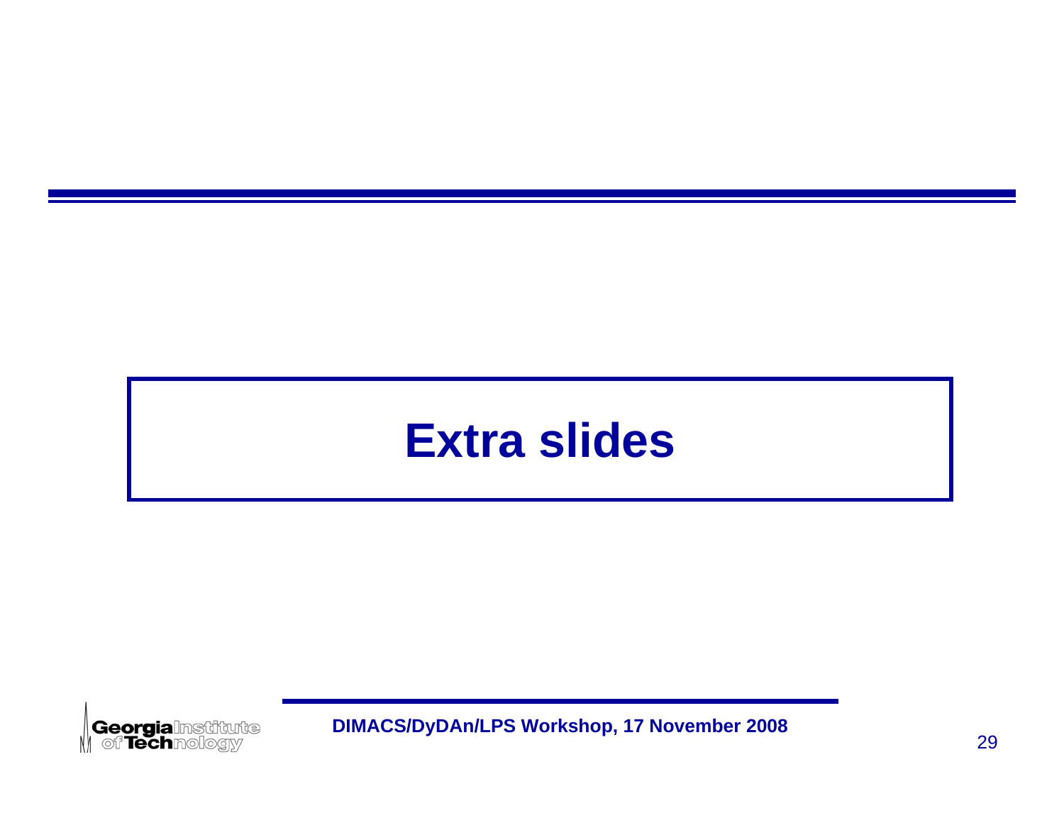# Extra slides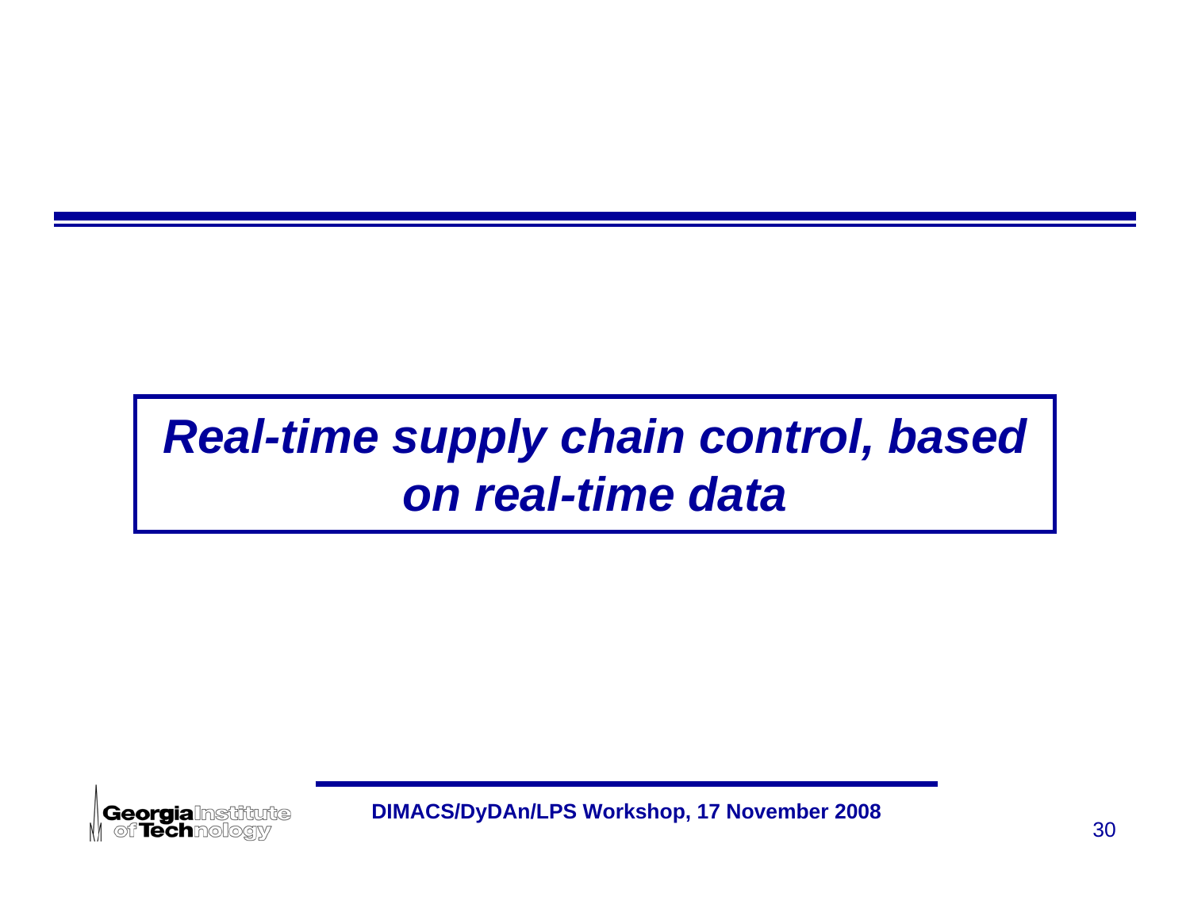# *Real-time supply chain control, based on real-time data*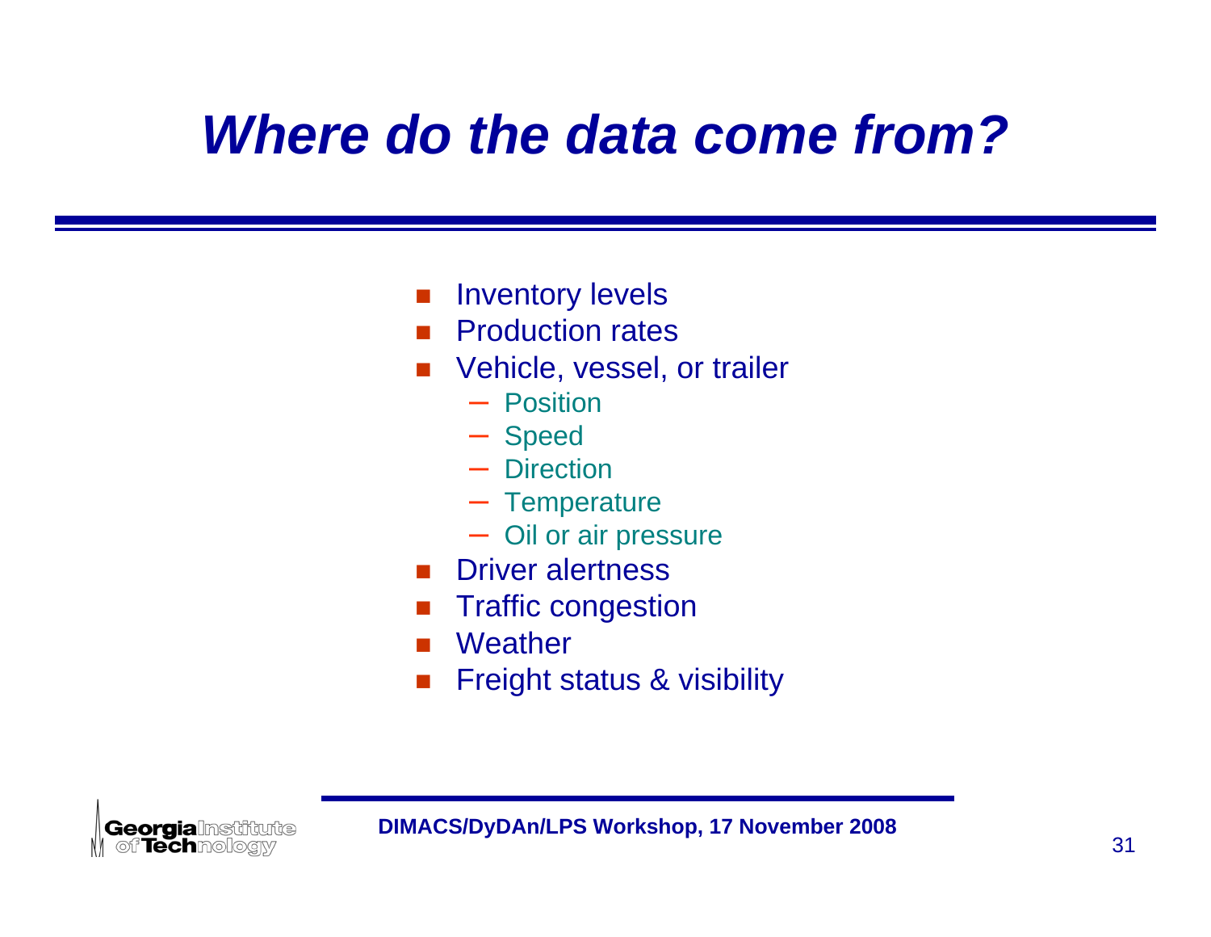# *Where do the data come from?*

- Inventory levels
- Production rates
- Vehicle, vessel, or trailer
  - Position
  - Speed
  - Direction
  - Temperature
  - Oil or air pressure
- Driver alertness
- Traffic congestion
- Weather
- Freight status & visibility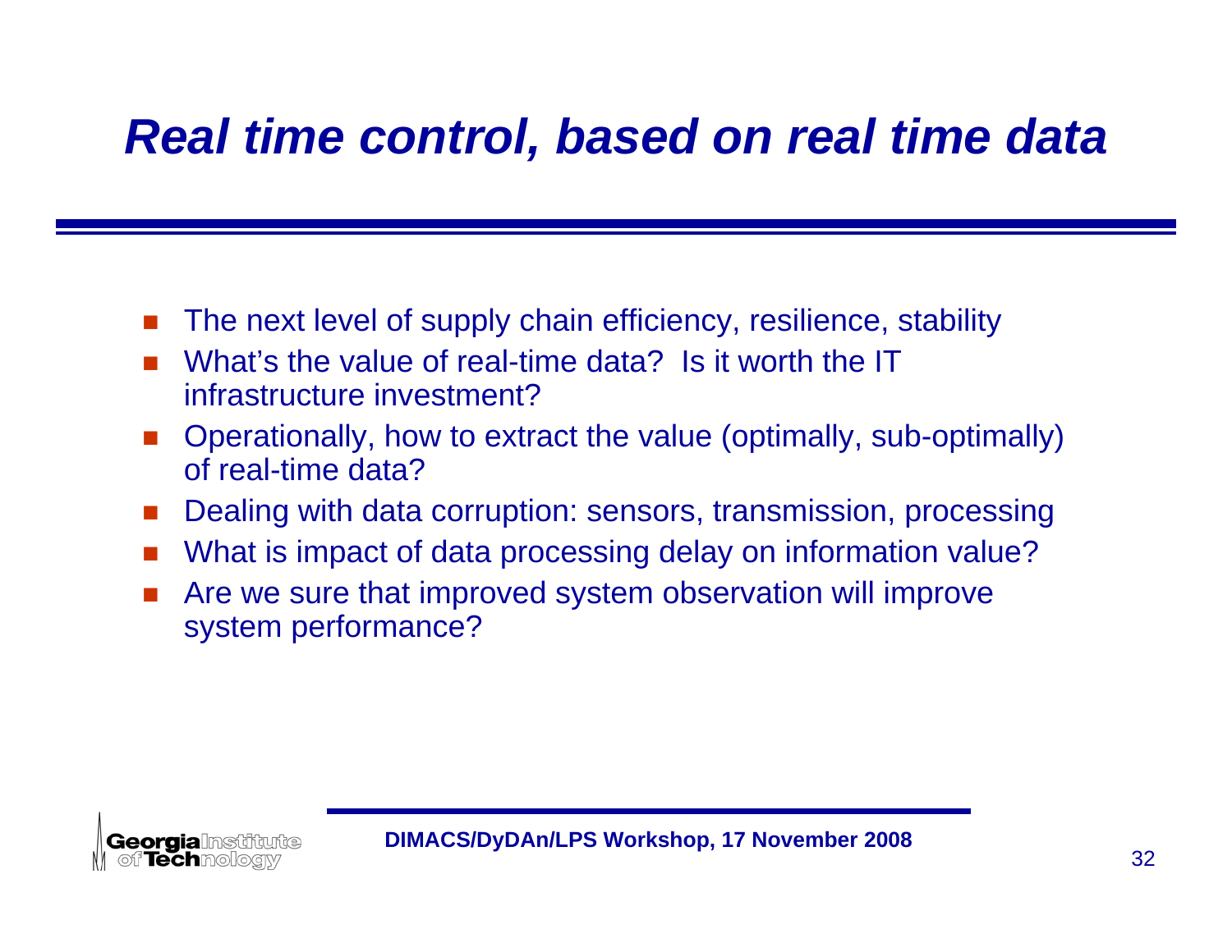# *Real time control, based on real time data*

- The next level of supply chain efficiency, resilience, stability
- What's the value of real-time data? Is it worth the IT infrastructure investment?
- Operationally, how to extract the value (optimally, sub-optimally) of real-time data?
- Dealing with data corruption: sensors, transmission, processing
- What is impact of data processing delay on information value?
- Are we sure that improved system observation will improve system performance?